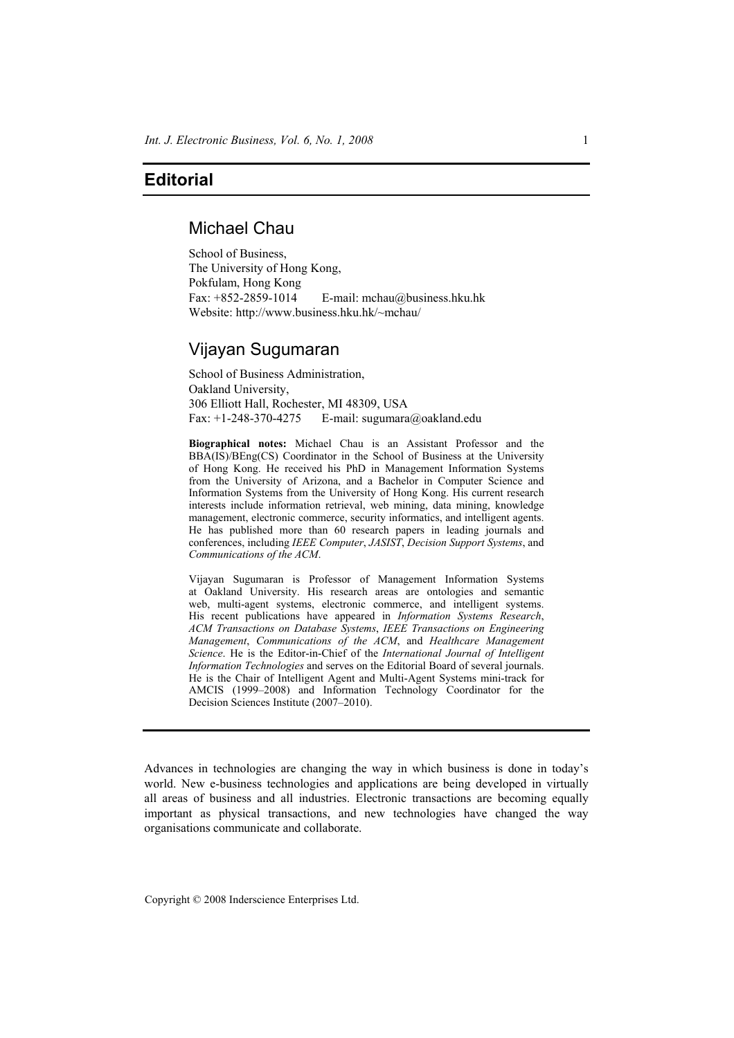# Editorial

## Michael Chau

School of Business,
The University of Hong Kong,
Pokfulam, Hong Kong
Fax: +852-2859-1014  E-mail: mchau@business.hku.hk
Website: http://www.business.hku.hk/~mchau/

## Vijayan Sugumaran

School of Business Administration,
Oakland University,
306 Elliott Hall, Rochester, MI 48309, USA
Fax: +1-248-370-4275  E-mail: sugumara@oakland.edu

**Biographical notes:** Michael Chau is an Assistant Professor and the BBA(IS)/BEng(CS) Coordinator in the School of Business at the University of Hong Kong. He received his PhD in Management Information Systems from the University of Arizona, and a Bachelor in Computer Science and Information Systems from the University of Hong Kong. His current research interests include information retrieval, web mining, data mining, knowledge management, electronic commerce, security informatics, and intelligent agents. He has published more than 60 research papers in leading journals and conferences, including *IEEE Computer*, *JASIST*, *Decision Support Systems*, and *Communications of the ACM*.

Vijayan Sugumaran is Professor of Management Information Systems at Oakland University. His research areas are ontologies and semantic web, multi-agent systems, electronic commerce, and intelligent systems. His recent publications have appeared in *Information Systems Research*, *ACM Transactions on Database Systems*, *IEEE Transactions on Engineering Management*, *Communications of the ACM*, and *Healthcare Management Science*. He is the Editor-in-Chief of the *International Journal of Intelligent Information Technologies* and serves on the Editorial Board of several journals. He is the Chair of Intelligent Agent and Multi-Agent Systems mini-track for AMCIS (1999–2008) and Information Technology Coordinator for the Decision Sciences Institute (2007–2010).

---

Advances in technologies are changing the way in which business is done in today's world. New e-business technologies and applications are being developed in virtually all areas of business and all industries. Electronic transactions are becoming equally important as physical transactions, and new technologies have changed the way organisations communicate and collaborate.

Copyright © 2008 Inderscience Enterprises Ltd.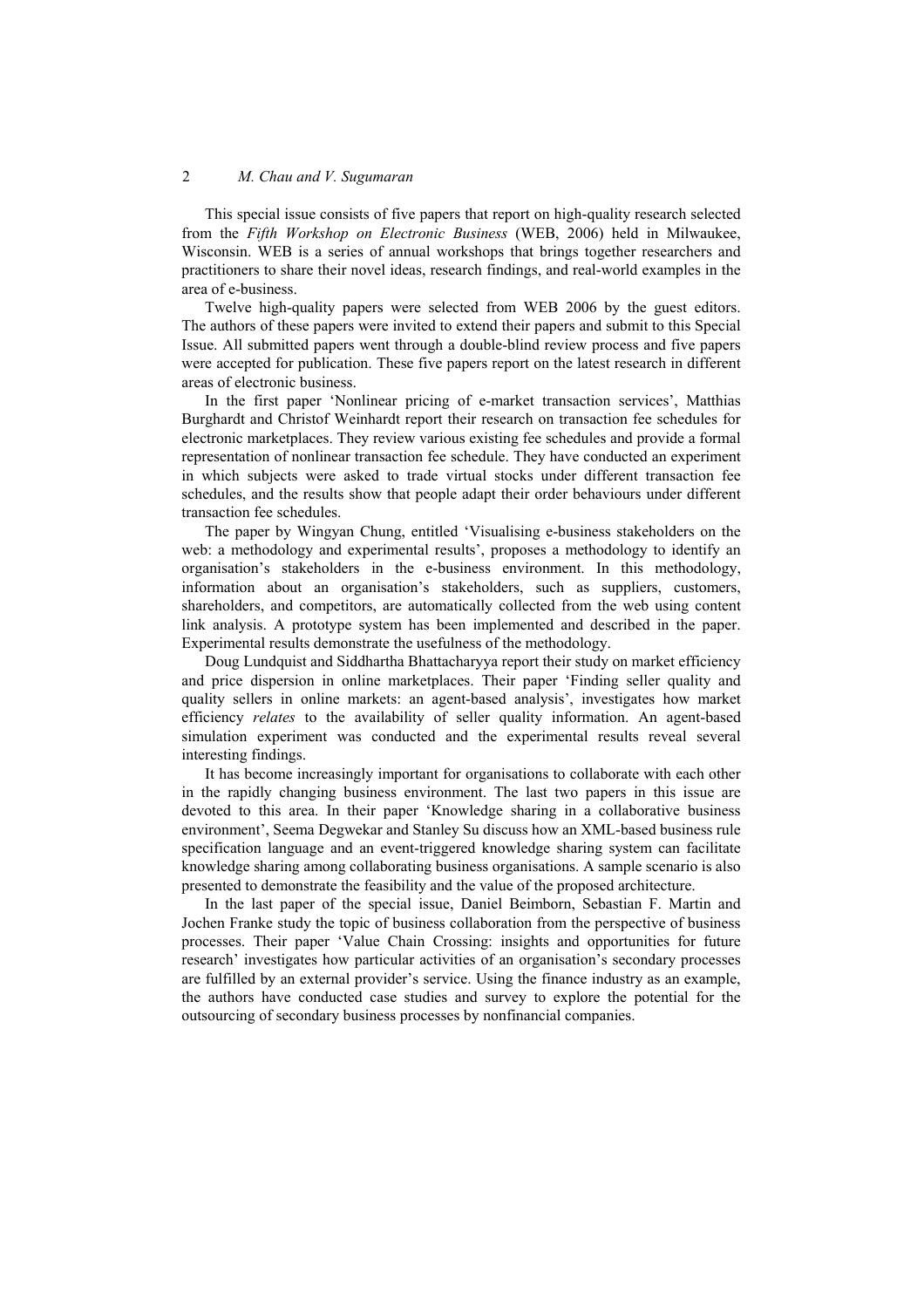This special issue consists of five papers that report on high-quality research selected from the *Fifth Workshop on Electronic Business* (WEB, 2006) held in Milwaukee, Wisconsin. WEB is a series of annual workshops that brings together researchers and practitioners to share their novel ideas, research findings, and real-world examples in the area of e-business.

Twelve high-quality papers were selected from WEB 2006 by the guest editors. The authors of these papers were invited to extend their papers and submit to this Special Issue. All submitted papers went through a double-blind review process and five papers were accepted for publication. These five papers report on the latest research in different areas of electronic business.

In the first paper 'Nonlinear pricing of e-market transaction services', Matthias Burghardt and Christof Weinhardt report their research on transaction fee schedules for electronic marketplaces. They review various existing fee schedules and provide a formal representation of nonlinear transaction fee schedule. They have conducted an experiment in which subjects were asked to trade virtual stocks under different transaction fee schedules, and the results show that people adapt their order behaviours under different transaction fee schedules.

The paper by Wingyan Chung, entitled 'Visualising e-business stakeholders on the web: a methodology and experimental results', proposes a methodology to identify an organisation's stakeholders in the e-business environment. In this methodology, information about an organisation's stakeholders, such as suppliers, customers, shareholders, and competitors, are automatically collected from the web using content link analysis. A prototype system has been implemented and described in the paper. Experimental results demonstrate the usefulness of the methodology.

Doug Lundquist and Siddhartha Bhattacharyya report their study on market efficiency and price dispersion in online marketplaces. Their paper 'Finding seller quality and quality sellers in online markets: an agent-based analysis', investigates how market efficiency *relates* to the availability of seller quality information. An agent-based simulation experiment was conducted and the experimental results reveal several interesting findings.

It has become increasingly important for organisations to collaborate with each other in the rapidly changing business environment. The last two papers in this issue are devoted to this area. In their paper 'Knowledge sharing in a collaborative business environment', Seema Degwekar and Stanley Su discuss how an XML-based business rule specification language and an event-triggered knowledge sharing system can facilitate knowledge sharing among collaborating business organisations. A sample scenario is also presented to demonstrate the feasibility and the value of the proposed architecture.

In the last paper of the special issue, Daniel Beimborn, Sebastian F. Martin and Jochen Franke study the topic of business collaboration from the perspective of business processes. Their paper 'Value Chain Crossing: insights and opportunities for future research' investigates how particular activities of an organisation's secondary processes are fulfilled by an external provider's service. Using the finance industry as an example, the authors have conducted case studies and survey to explore the potential for the outsourcing of secondary business processes by nonfinancial companies.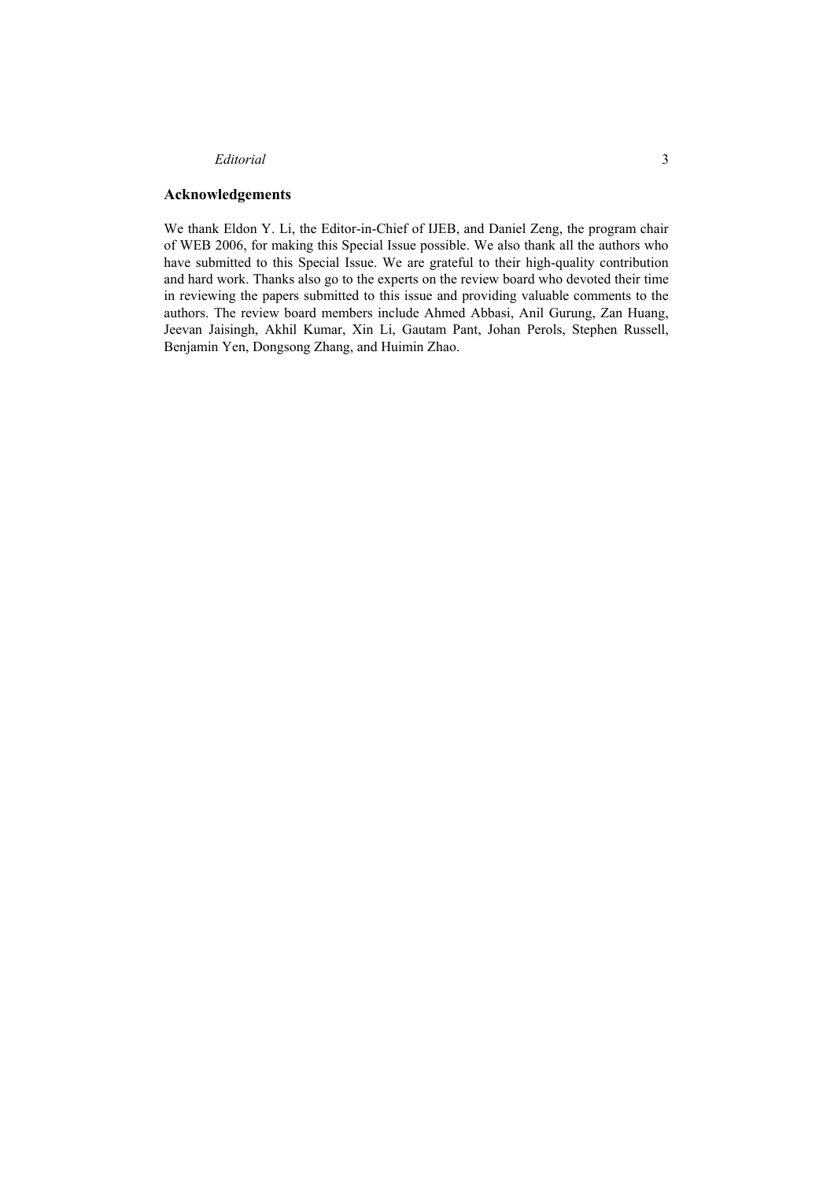## Acknowledgements

We thank Eldon Y. Li, the Editor-in-Chief of IJEB, and Daniel Zeng, the program chair of WEB 2006, for making this Special Issue possible. We also thank all the authors who have submitted to this Special Issue. We are grateful to their high-quality contribution and hard work. Thanks also go to the experts on the review board who devoted their time in reviewing the papers submitted to this issue and providing valuable comments to the authors. The review board members include Ahmed Abbasi, Anil Gurung, Zan Huang, Jeevan Jaisingh, Akhil Kumar, Xin Li, Gautam Pant, Johan Perols, Stephen Russell, Benjamin Yen, Dongsong Zhang, and Huimin Zhao.